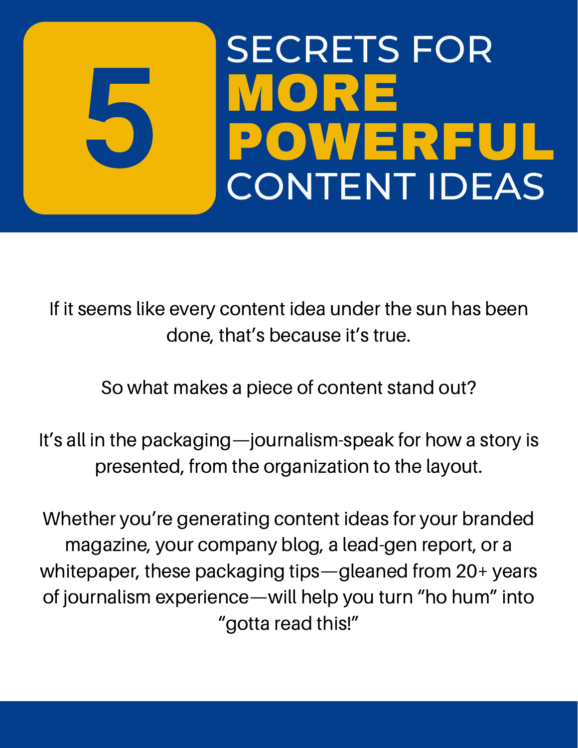# 5 SECRETS FOR MORE POWERFUL CONTENT IDEAS

If it seems like every content idea under the sun has been done, that's because it's true.

So what makes a piece of content stand out?

It's all in the packaging—journalism-speak for how a story is presented, from the organization to the layout.

Whether you're generating content ideas for your branded magazine, your company blog, a lead-gen report, or a whitepaper, these packaging tips—gleaned from 20+ years of journalism experience—will help you turn "ho hum" into "gotta read this!"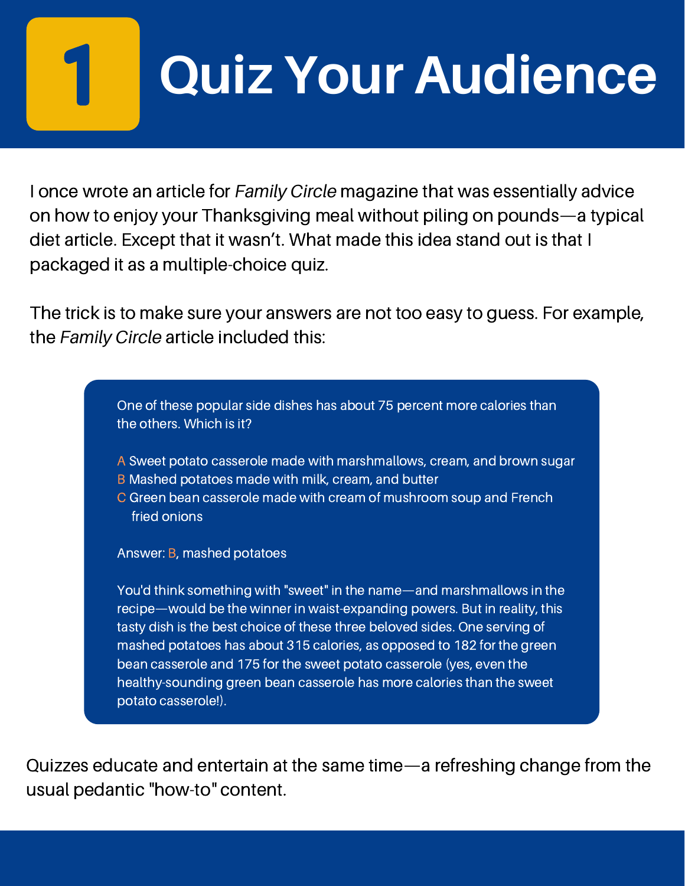# 1 Quiz Your Audience

I once wrote an article for *Family Circle* magazine that was essentially advice on how to enjoy your Thanksgiving meal without piling on pounds—a typical diet article. Except that it wasn't. What made this idea stand out is that I packaged it as a multiple-choice quiz.

The trick is to make sure your answers are not too easy to guess. For example, the *Family Circle* article included this:

> One of these popular side dishes has about 75 percent more calories than the others. Which is it?
>
> A Sweet potato casserole made with marshmallows, cream, and brown sugar
> B Mashed potatoes made with milk, cream, and butter
> C Green bean casserole made with cream of mushroom soup and French fried onions
>
> Answer: B, mashed potatoes
>
> You'd think something with "sweet" in the name—and marshmallows in the recipe—would be the winner in waist-expanding powers. But in reality, this tasty dish is the best choice of these three beloved sides. One serving of mashed potatoes has about 315 calories, as opposed to 182 for the green bean casserole and 175 for the sweet potato casserole (yes, even the healthy-sounding green bean casserole has more calories than the sweet potato casserole!).

Quizzes educate and entertain at the same time—a refreshing change from the usual pedantic "how-to" content.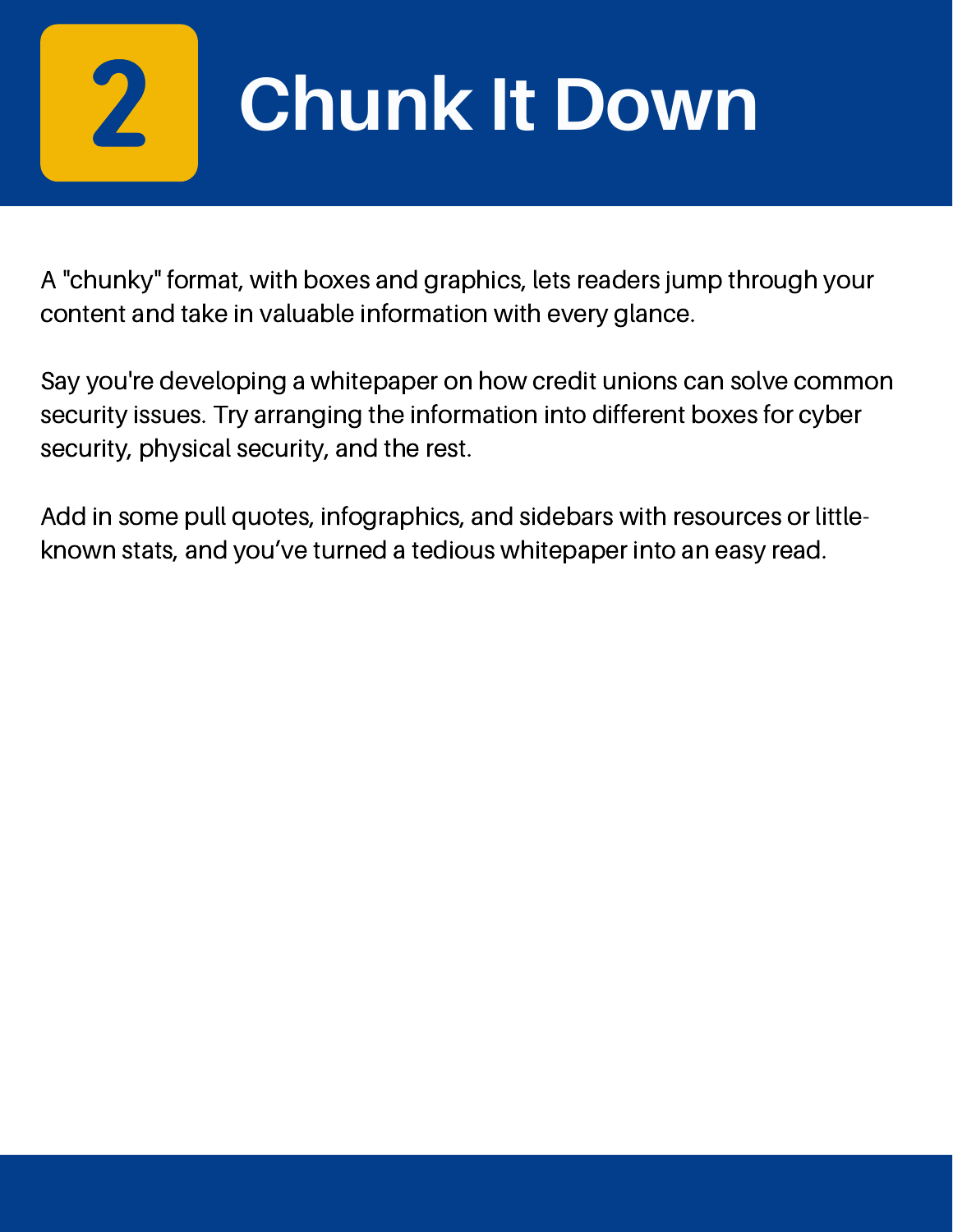# 2 Chunk It Down

A "chunky" format, with boxes and graphics, lets readers jump through your content and take in valuable information with every glance.

Say you're developing a whitepaper on how credit unions can solve common security issues. Try arranging the information into different boxes for cyber security, physical security, and the rest.

Add in some pull quotes, infographics, and sidebars with resources or little-known stats, and you've turned a tedious whitepaper into an easy read.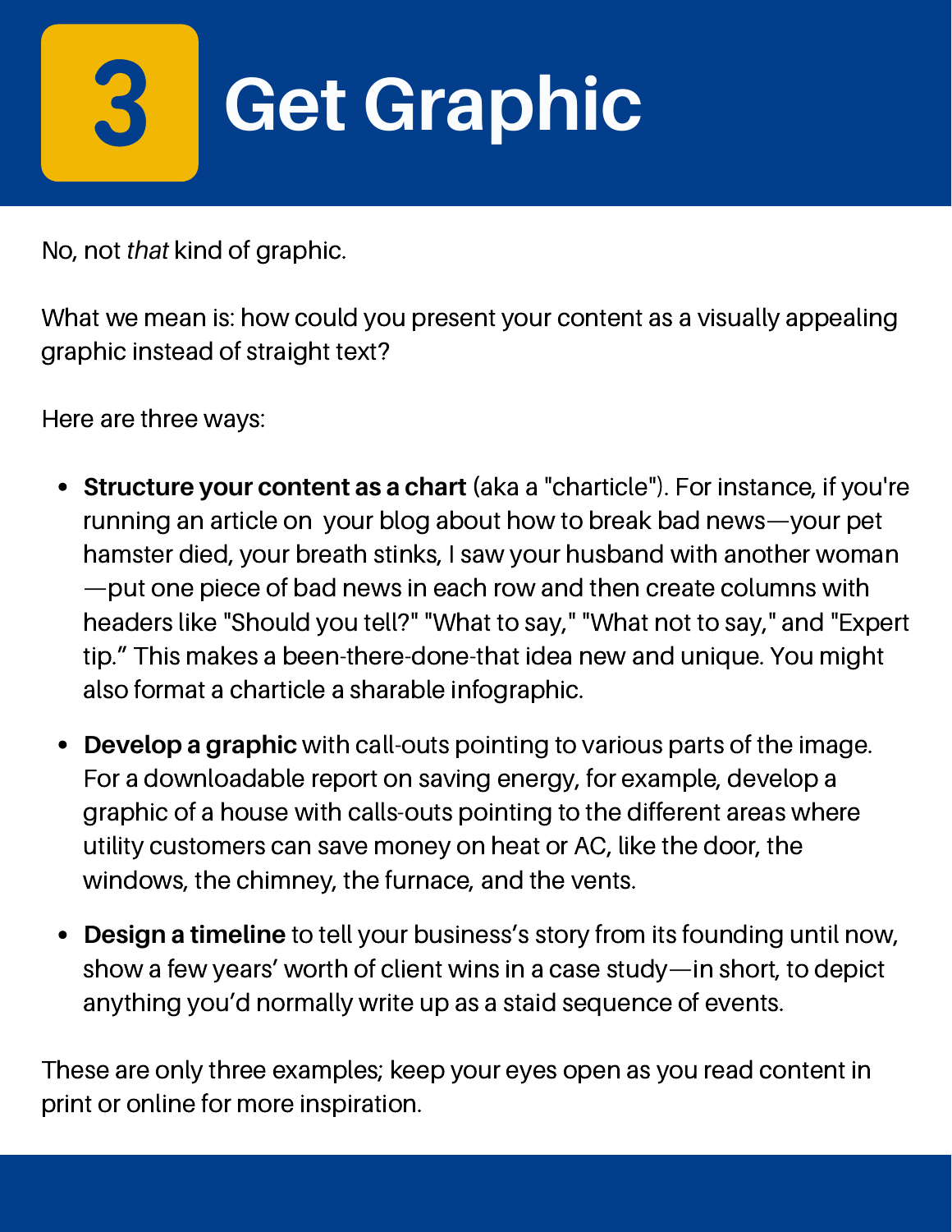# 3 Get Graphic

No, not *that* kind of graphic.

What we mean is: how could you present your content as a visually appealing graphic instead of straight text?

Here are three ways:

- **Structure your content as a chart** (aka a "charticle"). For instance, if you're running an article on  your blog about how to break bad news—your pet hamster died, your breath stinks, I saw your husband with another woman—put one piece of bad news in each row and then create columns with headers like "Should you tell?" "What to say," "What not to say," and "Expert tip." This makes a been-there-done-that idea new and unique. You might also format a charticle a sharable infographic.
- **Develop a graphic** with call-outs pointing to various parts of the image. For a downloadable report on saving energy, for example, develop a graphic of a house with calls-outs pointing to the different areas where utility customers can save money on heat or AC, like the door, the windows, the chimney, the furnace, and the vents.
- **Design a timeline** to tell your business's story from its founding until now, show a few years' worth of client wins in a case study—in short, to depict anything you'd normally write up as a staid sequence of events.

These are only three examples; keep your eyes open as you read content in print or online for more inspiration.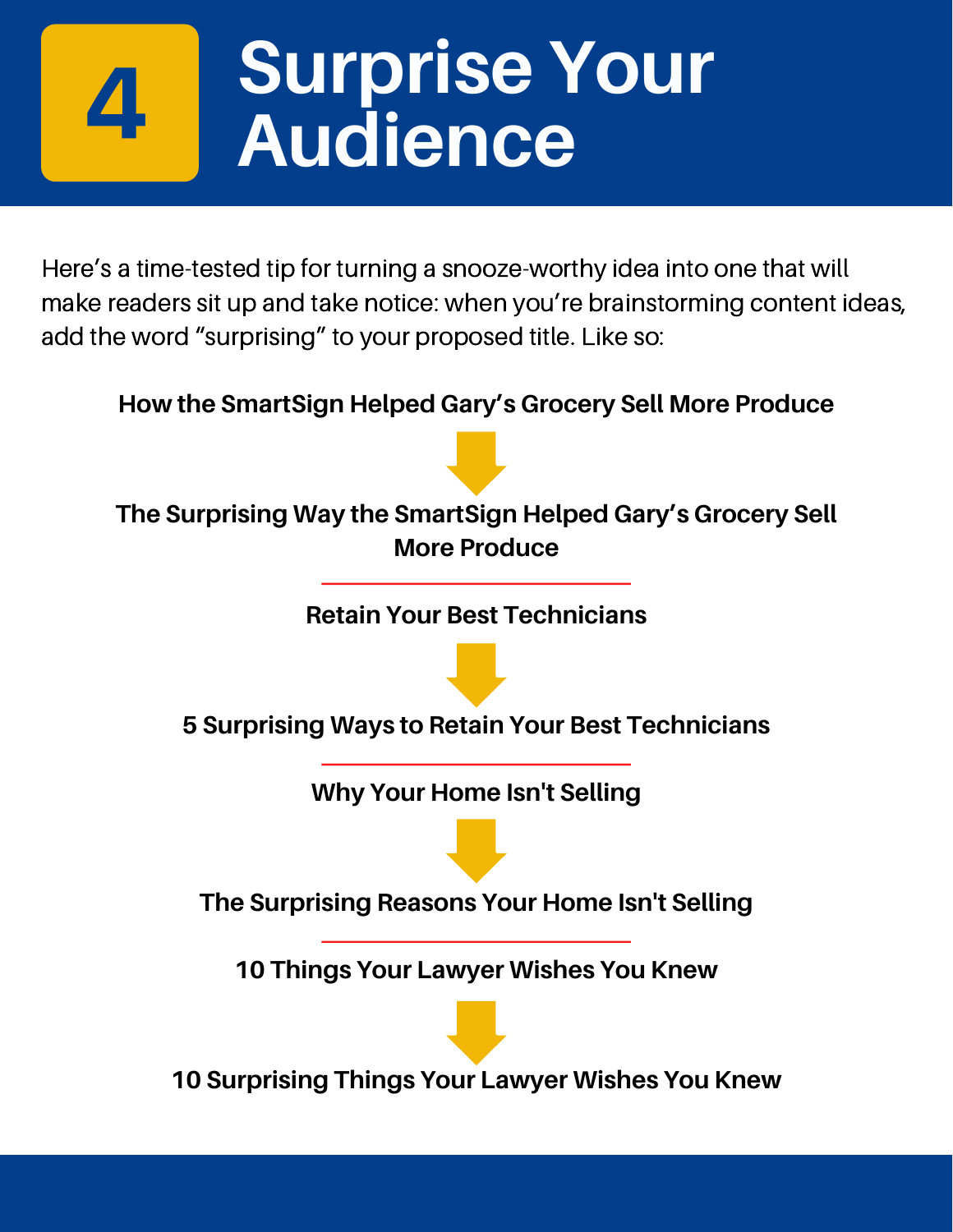# 4 Surprise Your Audience

Here’s a time-tested tip for turning a snooze-worthy idea into one that will make readers sit up and take notice: when you’re brainstorming content ideas, add the word “surprising” to your proposed title. Like so:

**How the SmartSign Helped Gary’s Grocery Sell More Produce**

↓

**The Surprising Way the SmartSign Helped Gary’s Grocery Sell More Produce**

---

**Retain Your Best Technicians**

↓

**5 Surprising Ways to Retain Your Best Technicians**

---

**Why Your Home Isn't Selling**

↓

**The Surprising Reasons Your Home Isn't Selling**

---

**10 Things Your Lawyer Wishes You Knew**

↓

**10 Surprising Things Your Lawyer Wishes You Knew**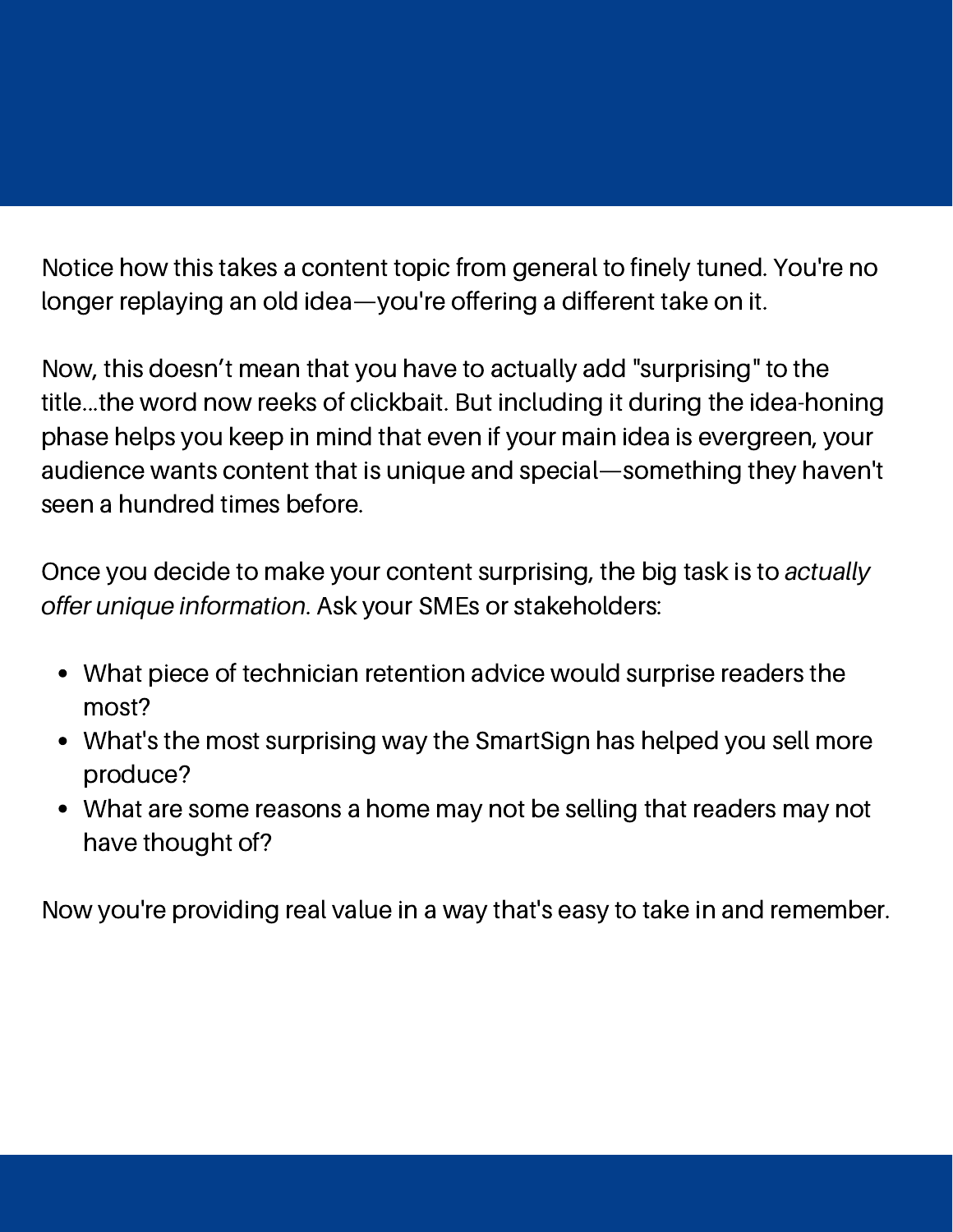Notice how this takes a content topic from general to finely tuned. You're no longer replaying an old idea—you're offering a different take on it.

Now, this doesn’t mean that you have to actually add "surprising" to the title...the word now reeks of clickbait. But including it during the idea-honing phase helps you keep in mind that even if your main idea is evergreen, your audience wants content that is unique and special—something they haven't seen a hundred times before.

Once you decide to make your content surprising, the big task is to *actually offer unique information*. Ask your SMEs or stakeholders:

- What piece of technician retention advice would surprise readers the most?
- What's the most surprising way the SmartSign has helped you sell more produce?
- What are some reasons a home may not be selling that readers may not have thought of?

Now you're providing real value in a way that's easy to take in and remember.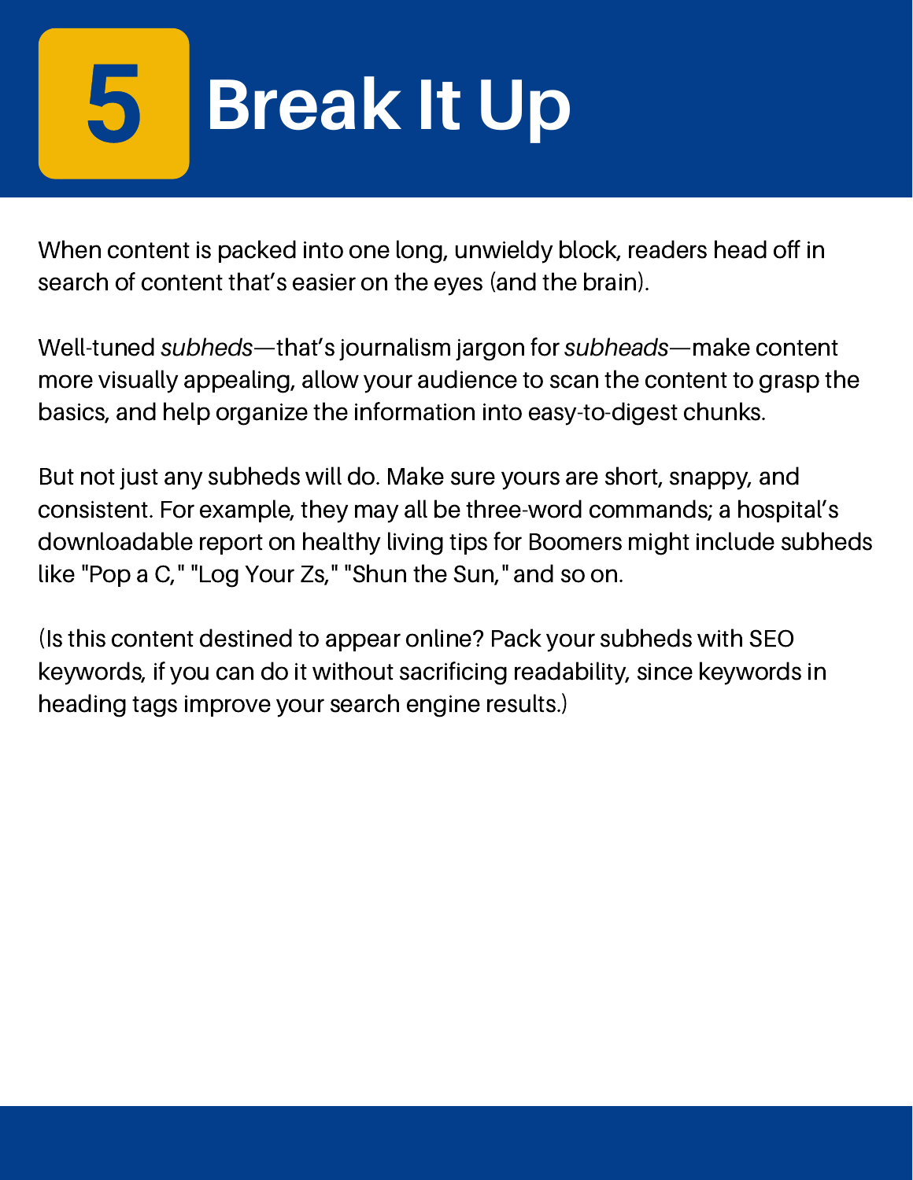# 5 Break It Up

When content is packed into one long, unwieldy block, readers head off in search of content that's easier on the eyes (and the brain).

Well-tuned *subheds*—that's journalism jargon for *subheads*—make content more visually appealing, allow your audience to scan the content to grasp the basics, and help organize the information into easy-to-digest chunks.

But not just any subheds will do. Make sure yours are short, snappy, and consistent. For example, they may all be three-word commands; a hospital's downloadable report on healthy living tips for Boomers might include subheds like "Pop a C," "Log Your Zs," "Shun the Sun," and so on.

(Is this content destined to appear online? Pack your subheds with SEO keywords, if you can do it without sacrificing readability, since keywords in heading tags improve your search engine results.)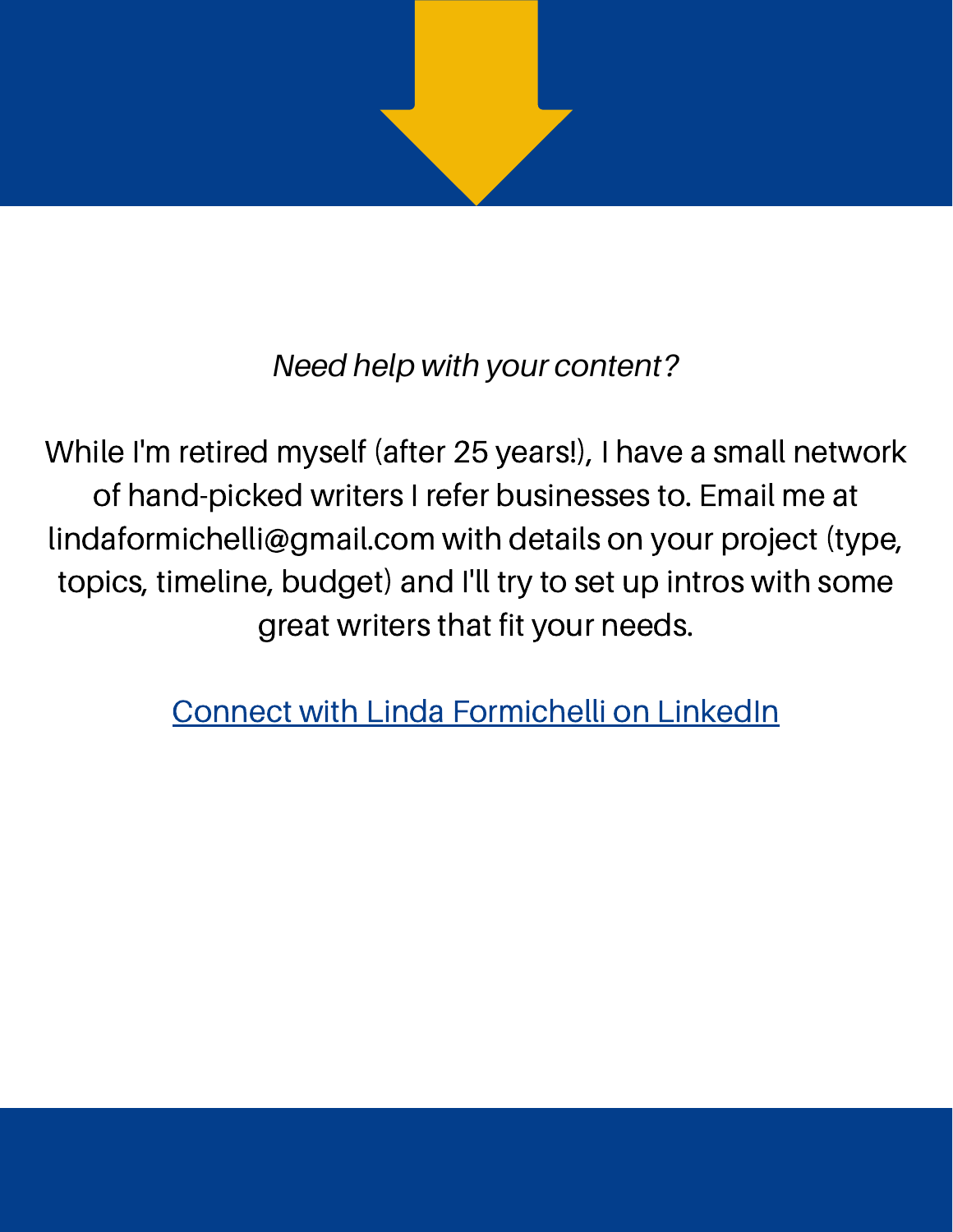*Need help with your content?*

While I'm retired myself (after 25 years!), I have a small network of hand-picked writers I refer businesses to. Email me at lindaformichelli@gmail.com with details on your project (type, topics, timeline, budget) and I'll try to set up intros with some great writers that fit your needs.

Connect with Linda Formichelli on LinkedIn